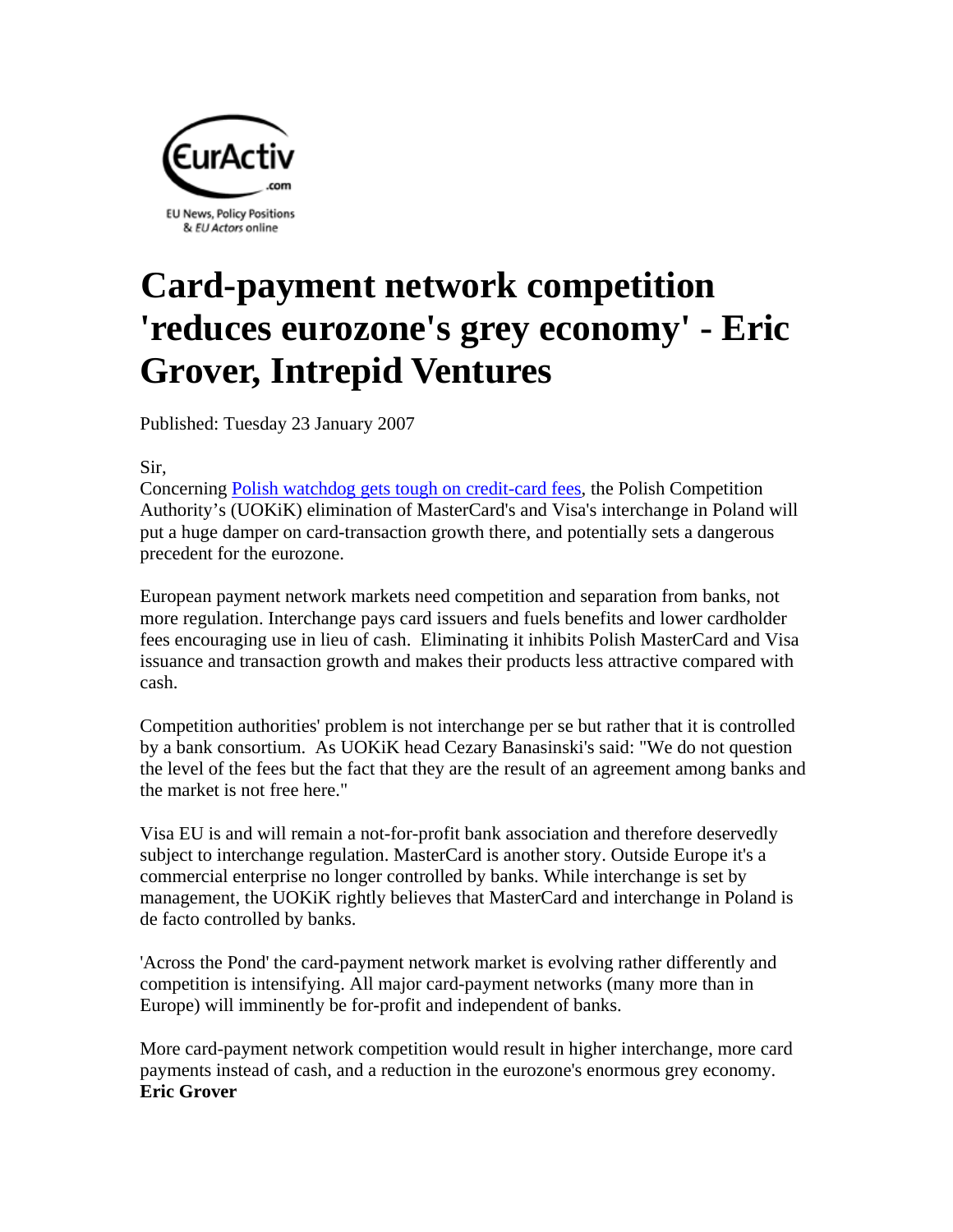# Card-payment network competition 'reduces eurozone's grey economy' - Eric Grover, Intrepid Ventures

Published: Tuesday 23 January 2007

Sir,
Concerning Polish watchdog gets tough on credit-card fees, the Polish Competition Authority's (UOKiK) elimination of MasterCard's and Visa's interchange in Poland will put a huge damper on card-transaction growth there, and potentially sets a dangerous precedent for the eurozone.

European payment network markets need competition and separation from banks, not more regulation. Interchange pays card issuers and fuels benefits and lower cardholder fees encouraging use in lieu of cash. Eliminating it inhibits Polish MasterCard and Visa issuance and transaction growth and makes their products less attractive compared with cash.

Competition authorities' problem is not interchange per se but rather that it is controlled by a bank consortium. As UOKiK head Cezary Banasinski's said: "We do not question the level of the fees but the fact that they are the result of an agreement among banks and the market is not free here."

Visa EU is and will remain a not-for-profit bank association and therefore deservedly subject to interchange regulation. MasterCard is another story. Outside Europe it's a commercial enterprise no longer controlled by banks. While interchange is set by management, the UOKiK rightly believes that MasterCard and interchange in Poland is de facto controlled by banks.

'Across the Pond' the card-payment network market is evolving rather differently and competition is intensifying. All major card-payment networks (many more than in Europe) will imminently be for-profit and independent of banks.

More card-payment network competition would result in higher interchange, more card payments instead of cash, and a reduction in the eurozone's enormous grey economy.
**Eric Grover**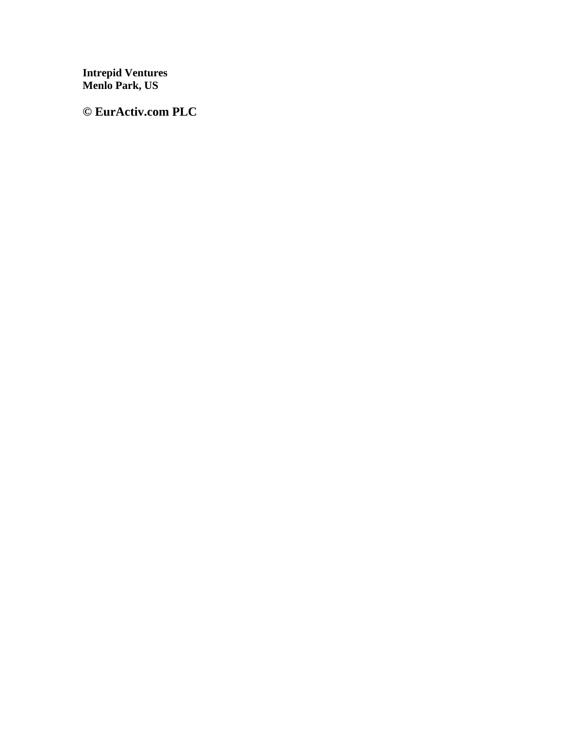**Intrepid Ventures**
**Menlo Park, US**

**© EurActiv.com PLC**